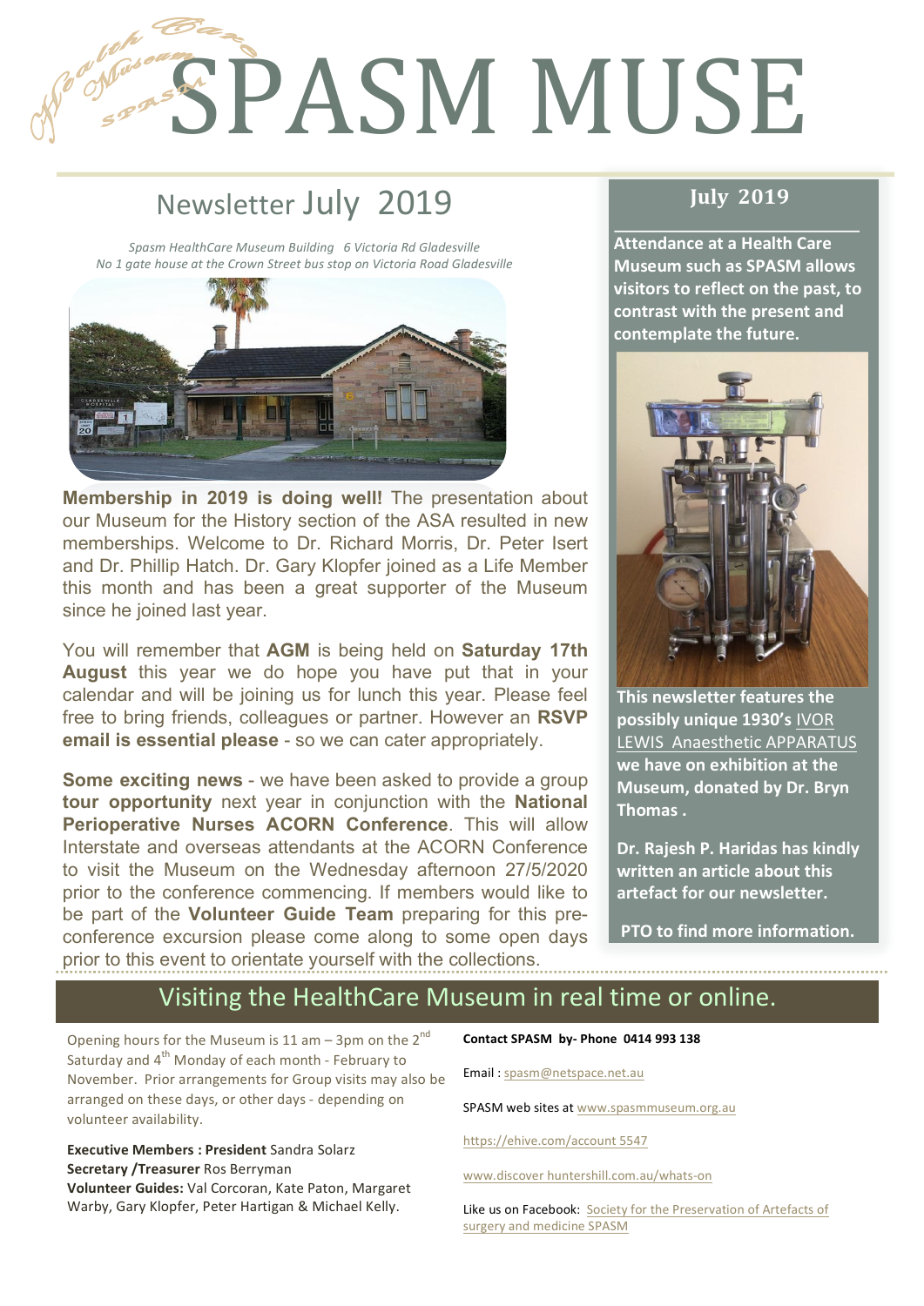# SPASM MUSE

## Newsletter July 2019

*Spasm HealthCare Museum Building 6 Victoria Rd Gladesville*
*No 1 gate house at the Crown Street bus stop on Victoria Road Gladesville*

**Membership in 2019 is doing well!** The presentation about our Museum for the History section of the ASA resulted in new memberships. Welcome to Dr. Richard Morris, Dr. Peter Isert and Dr. Phillip Hatch. Dr. Gary Klopfer joined as a Life Member this month and has been a great supporter of the Museum since he joined last year.

You will remember that **AGM** is being held on **Saturday 17th August** this year we do hope you have put that in your calendar and will be joining us for lunch this year. Please feel free to bring friends, colleagues or partner. However an **RSVP email is essential please** - so we can cater appropriately.

**Some exciting news** - we have been asked to provide a group **tour opportunity** next year in conjunction with the **National Perioperative Nurses ACORN Conference**. This will allow Interstate and overseas attendants at the ACORN Conference to visit the Museum on the Wednesday afternoon 27/5/2020 prior to the conference commencing. If members would like to be part of the **Volunteer Guide Team** preparing for this pre-conference excursion please come along to some open days prior to this event to orientate yourself with the collections.

### July 2019

**Attendance at a Health Care Museum such as SPASM allows visitors to reflect on the past, to contrast with the present and contemplate the future.**

**This newsletter features the possibly unique 1930's IVOR LEWIS Anaesthetic APPARATUS we have on exhibition at the Museum, donated by Dr. Bryn Thomas .**

**Dr. Rajesh P. Haridas has kindly written an article about this artefact for our newsletter.**

**PTO to find more information.**

## Visiting the HealthCare Museum in real time or online.

Opening hours for the Museum is 11 am – 3pm on the 2nd Saturday and 4th Monday of each month - February to November. Prior arrangements for Group visits may also be arranged on these days, or other days - depending on volunteer availability.

**Executive Members : President** Sandra Solarz
**Secretary /Treasurer** Ros Berryman
**Volunteer Guides:** Val Corcoran, Kate Paton, Margaret Warby, Gary Klopfer, Peter Hartigan & Michael Kelly.

**Contact SPASM by- Phone 0414 993 138**

Email : spasm@netspace.net.au

SPASM web sites at www.spasmmuseum.org.au

https://ehive.com/account 5547

www.discover huntershill.com.au/whats-on

Like us on Facebook: Society for the Preservation of Artefacts of surgery and medicine SPASM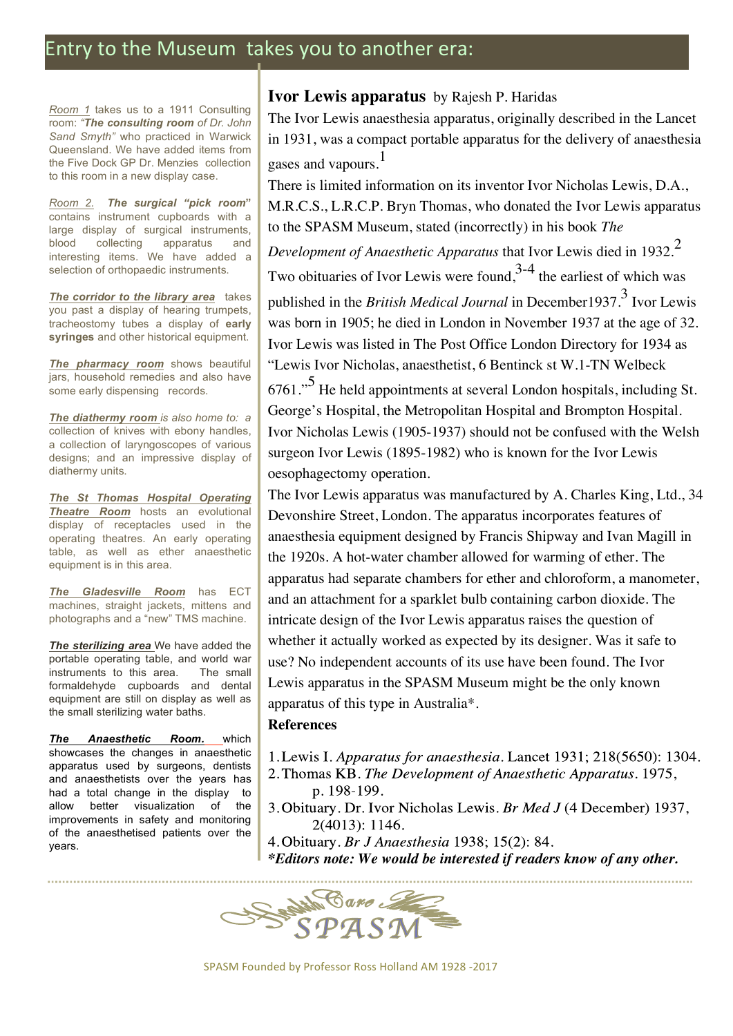# Entry to the Museum takes you to another era:

*Room 1* takes us to a 1911 Consulting room: *"**The consulting room** of Dr. John Sand Smyth"* who practiced in Warwick Queensland. We have added items from the Five Dock GP Dr. Menzies collection to this room in a new display case.

*Room 2.* ***The surgical "pick room"*** contains instrument cupboards with a large display of surgical instruments, blood collecting apparatus and interesting items. We have added a selection of orthopaedic instruments.

***The corridor to the library area*** takes you past a display of hearing trumpets, tracheostomy tubes a display of **early syringes** and other historical equipment.

***The pharmacy room*** shows beautiful jars, household remedies and also have some early dispensing records.

***The diathermy room*** *is also home to: a* collection of knives with ebony handles, a collection of laryngoscopes of various designs; and an impressive display of diathermy units.

***The St Thomas Hospital Operating Theatre Room*** hosts an evolutional display of receptacles used in the operating theatres. An early operating table, as well as ether anaesthetic equipment is in this area.

***The Gladesville Room*** has ECT machines, straight jackets, mittens and photographs and a "new" TMS machine.

***The sterilizing area*** We have added the portable operating table, and world war instruments to this area. The small formaldehyde cupboards and dental equipment are still on display as well as the small sterilizing water baths.

***The Anaesthetic Room.*** which showcases the changes in anaesthetic apparatus used by surgeons, dentists and anaesthetists over the years has had a total change in the display to allow better visualization of the improvements in safety and monitoring of the anaesthetised patients over the years.

## Ivor Lewis apparatus by Rajesh P. Haridas

The Ivor Lewis anaesthesia apparatus, originally described in the Lancet in 1931, was a compact portable apparatus for the delivery of anaesthesia gases and vapours.[1]

There is limited information on its inventor Ivor Nicholas Lewis, D.A., M.R.C.S., L.R.C.P. Bryn Thomas, who donated the Ivor Lewis apparatus to the SPASM Museum, stated (incorrectly) in his book *The Development of Anaesthetic Apparatus* that Ivor Lewis died in 1932.[2] Two obituaries of Ivor Lewis were found,[3-4] the earliest of which was published in the *British Medical Journal* in December1937.[3] Ivor Lewis was born in 1905; he died in London in November 1937 at the age of 32. Ivor Lewis was listed in The Post Office London Directory for 1934 as "Lewis Ivor Nicholas, anaesthetist, 6 Bentinck st W.1-TN Welbeck 6761."[5] He held appointments at several London hospitals, including St. George's Hospital, the Metropolitan Hospital and Brompton Hospital. Ivor Nicholas Lewis (1905-1937) should not be confused with the Welsh surgeon Ivor Lewis (1895-1982) who is known for the Ivor Lewis oesophagectomy operation.

The Ivor Lewis apparatus was manufactured by A. Charles King, Ltd., 34 Devonshire Street, London. The apparatus incorporates features of anaesthesia equipment designed by Francis Shipway and Ivan Magill in the 1920s. A hot-water chamber allowed for warming of ether. The apparatus had separate chambers for ether and chloroform, a manometer, and an attachment for a sparklet bulb containing carbon dioxide. The intricate design of the Ivor Lewis apparatus raises the question of whether it actually worked as expected by its designer. Was it safe to use? No independent accounts of its use have been found. The Ivor Lewis apparatus in the SPASM Museum might be the only known apparatus of this type in Australia*.

### References

1. Lewis I. *Apparatus for anaesthesia*. Lancet 1931; 218(5650): 1304.
2. Thomas KB. *The Development of Anaesthetic Apparatus*. 1975, p. 198-199.
3. Obituary. Dr. Ivor Nicholas Lewis. *Br Med J* (4 December) 1937, 2(4013): 1146.
4. Obituary. *Br J Anaesthesia* 1938; 15(2): 84.

***\*Editors note: We would be interested if readers know of any other.***

Health Care SPASM

SPASM Founded by Professor Ross Holland AM 1928 -2017